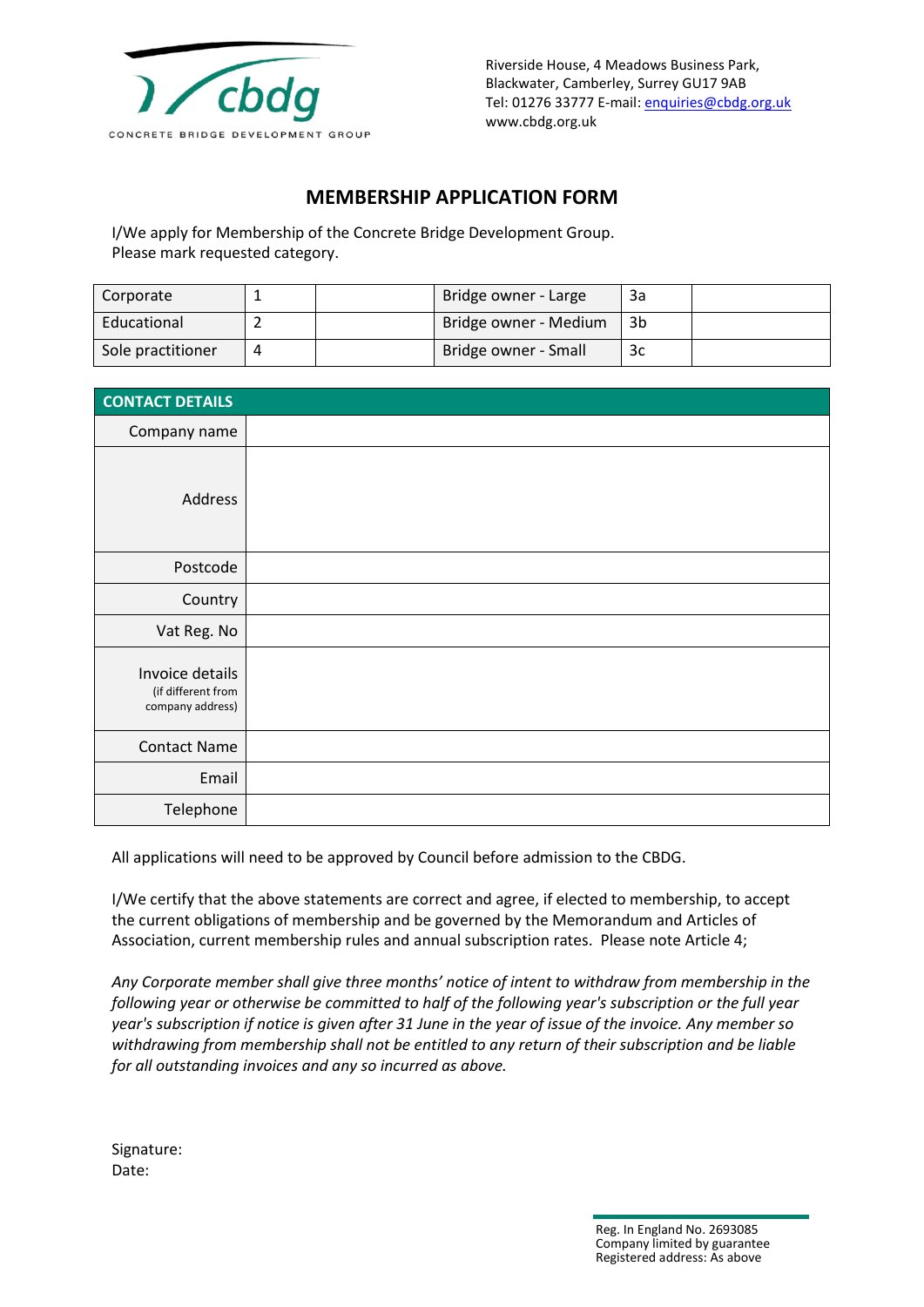CONCRETE BRIDGE DEVELOPMENT GROUP

Riverside House, 4 Meadows Business Park,
Blackwater, Camberley, Surrey GU17 9AB
Tel: 01276 33777 E-mail: enquiries@cbdg.org.uk
www.cbdg.org.uk

# MEMBERSHIP APPLICATION FORM

I/We apply for Membership of the Concrete Bridge Development Group.
Please mark requested category.

| Corporate | 1 | | Bridge owner - Large | 3a | |
|---|---|---|---|---|---|
| Educational | 2 | | Bridge owner - Medium | 3b | |
| Sole practitioner | 4 | | Bridge owner - Small | 3c | |

| CONTACT DETAILS | |
|---|---|
| Company name | |
| Address | |
| Postcode | |
| Country | |
| Vat Reg. No | |
| Invoice details (if different from company address) | |
| Contact Name | |
| Email | |
| Telephone | |

All applications will need to be approved by Council before admission to the CBDG.

I/We certify that the above statements are correct and agree, if elected to membership, to accept the current obligations of membership and be governed by the Memorandum and Articles of Association, current membership rules and annual subscription rates. Please note Article 4;

*Any Corporate member shall give three months' notice of intent to withdraw from membership in the following year or otherwise be committed to half of the following year's subscription or the full year year's subscription if notice is given after 31 June in the year of issue of the invoice. Any member so withdrawing from membership shall not be entitled to any return of their subscription and be liable for all outstanding invoices and any so incurred as above.*

Signature:
Date:

Reg. In England No. 2693085
Company limited by guarantee
Registered address: As above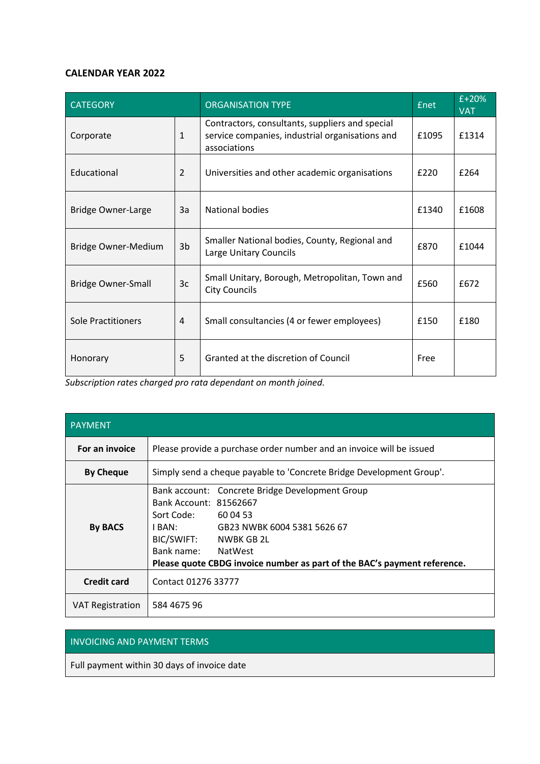**CALENDAR YEAR 2022**

| CATEGORY | | ORGANISATION TYPE | £net | £+20% VAT |
|---|---|---|---|---|
| Corporate | 1 | Contractors, consultants, suppliers and special service companies, industrial organisations and associations | £1095 | £1314 |
| Educational | 2 | Universities and other academic organisations | £220 | £264 |
| Bridge Owner-Large | 3a | National bodies | £1340 | £1608 |
| Bridge Owner-Medium | 3b | Smaller National bodies, County, Regional and Large Unitary Councils | £870 | £1044 |
| Bridge Owner-Small | 3c | Small Unitary, Borough, Metropolitan, Town and City Councils | £560 | £672 |
| Sole Practitioners | 4 | Small consultancies (4 or fewer employees) | £150 | £180 |
| Honorary | 5 | Granted at the discretion of Council | Free | |

*Subscription rates charged pro rata dependant on month joined.*

| PAYMENT | |
|---|---|
| **For an invoice** | Please provide a purchase order number and an invoice will be issued |
| **By Cheque** | Simply send a cheque payable to 'Concrete Bridge Development Group'. |
| **By BACS** | Bank account: Concrete Bridge Development Group<br>Bank Account: 81562667<br>Sort Code: 60 04 53<br>I BAN: GB23 NWBK 6004 5381 5626 67<br>BIC/SWIFT: NWBK GB 2L<br>Bank name: NatWest<br>**Please quote CBDG invoice number as part of the BAC's payment reference.** |
| **Credit card** | Contact 01276 33777 |
| VAT Registration | 584 4675 96 |

| INVOICING AND PAYMENT TERMS |
|---|
| Full payment within 30 days of invoice date |